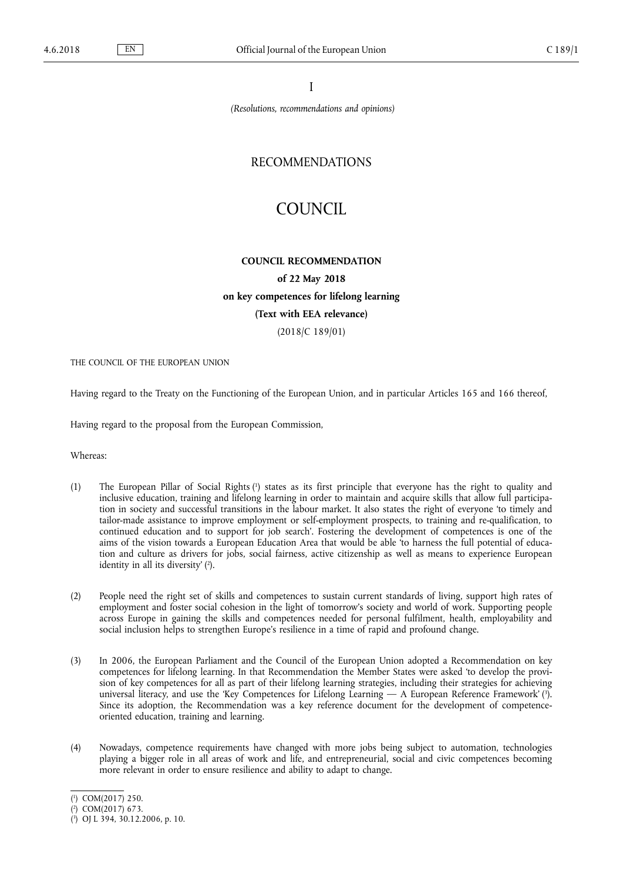I

*(Resolutions, recommendations and opinions)*

# RECOMMENDATIONS

# COUNCIL

## COUNCIL RECOMMENDATION

**of 22 May 2018**

**on key competences for lifelong learning**

**(Text with EEA relevance)**

(2018/C 189/01)

THE COUNCIL OF THE EUROPEAN UNION

Having regard to the Treaty on the Functioning of the European Union, and in particular Articles 165 and 166 thereof,

Having regard to the proposal from the European Commission,

Whereas:

(1) The European Pillar of Social Rights [1] states as its first principle that everyone has the right to quality and inclusive education, training and lifelong learning in order to maintain and acquire skills that allow full participation in society and successful transitions in the labour market. It also states the right of everyone 'to timely and tailor-made assistance to improve employment or self-employment prospects, to training and re-qualification, to continued education and to support for job search'. Fostering the development of competences is one of the aims of the vision towards a European Education Area that would be able 'to harness the full potential of education and culture as drivers for jobs, social fairness, active citizenship as well as means to experience European identity in all its diversity' [2].

(2) People need the right set of skills and competences to sustain current standards of living, support high rates of employment and foster social cohesion in the light of tomorrow's society and world of work. Supporting people across Europe in gaining the skills and competences needed for personal fulfilment, health, employability and social inclusion helps to strengthen Europe's resilience in a time of rapid and profound change.

(3) In 2006, the European Parliament and the Council of the European Union adopted a Recommendation on key competences for lifelong learning. In that Recommendation the Member States were asked 'to develop the provision of key competences for all as part of their lifelong learning strategies, including their strategies for achieving universal literacy, and use the 'Key Competences for Lifelong Learning — A European Reference Framework' [3]. Since its adoption, the Recommendation was a key reference document for the development of competence-oriented education, training and learning.

(4) Nowadays, competence requirements have changed with more jobs being subject to automation, technologies playing a bigger role in all areas of work and life, and entrepreneurial, social and civic competences becoming more relevant in order to ensure resilience and ability to adapt to change.

---

[1] COM(2017) 250.

[2] COM(2017) 673.

[3] OJ L 394, 30.12.2006, p. 10.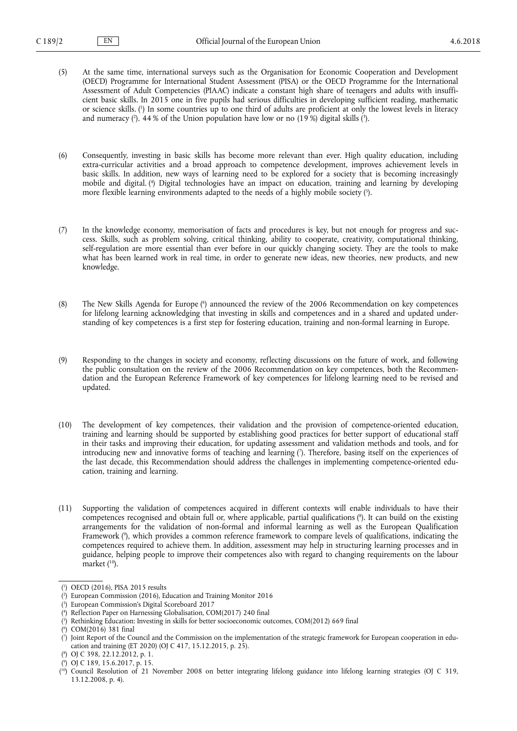(5) At the same time, international surveys such as the Organisation for Economic Cooperation and Development (OECD) Programme for International Student Assessment (PISA) or the OECD Programme for the International Assessment of Adult Competencies (PIAAC) indicate a constant high share of teenagers and adults with insufficient basic skills. In 2015 one in five pupils had serious difficulties in developing sufficient reading, mathematic or science skills. [1] In some countries up to one third of adults are proficient at only the lowest levels in literacy and numeracy [2]. 44 % of the Union population have low or no (19 %) digital skills [3].

(6) Consequently, investing in basic skills has become more relevant than ever. High quality education, including extra-curricular activities and a broad approach to competence development, improves achievement levels in basic skills. In addition, new ways of learning need to be explored for a society that is becoming increasingly mobile and digital. [4] Digital technologies have an impact on education, training and learning by developing more flexible learning environments adapted to the needs of a highly mobile society [5].

(7) In the knowledge economy, memorisation of facts and procedures is key, but not enough for progress and success. Skills, such as problem solving, critical thinking, ability to cooperate, creativity, computational thinking, self-regulation are more essential than ever before in our quickly changing society. They are the tools to make what has been learned work in real time, in order to generate new ideas, new theories, new products, and new knowledge.

(8) The New Skills Agenda for Europe [6] announced the review of the 2006 Recommendation on key competences for lifelong learning acknowledging that investing in skills and competences and in a shared and updated understanding of key competences is a first step for fostering education, training and non-formal learning in Europe.

(9) Responding to the changes in society and economy, reflecting discussions on the future of work, and following the public consultation on the review of the 2006 Recommendation on key competences, both the Recommendation and the European Reference Framework of key competences for lifelong learning need to be revised and updated.

(10) The development of key competences, their validation and the provision of competence-oriented education, training and learning should be supported by establishing good practices for better support of educational staff in their tasks and improving their education, for updating assessment and validation methods and tools, and for introducing new and innovative forms of teaching and learning [7]. Therefore, basing itself on the experiences of the last decade, this Recommendation should address the challenges in implementing competence-oriented education, training and learning.

(11) Supporting the validation of competences acquired in different contexts will enable individuals to have their competences recognised and obtain full or, where applicable, partial qualifications [8]. It can build on the existing arrangements for the validation of non-formal and informal learning as well as the European Qualification Framework [9], which provides a common reference framework to compare levels of qualifications, indicating the competences required to achieve them. In addition, assessment may help in structuring learning processes and in guidance, helping people to improve their competences also with regard to changing requirements on the labour market [10].

---

[1] OECD (2016), PISA 2015 results

[2] European Commission (2016), Education and Training Monitor 2016

[3] European Commission's Digital Scoreboard 2017

[4] Reflection Paper on Harnessing Globalisation, COM(2017) 240 final

[5] Rethinking Education: Investing in skills for better socioeconomic outcomes, COM(2012) 669 final

[6] COM(2016) 381 final

[7] Joint Report of the Council and the Commission on the implementation of the strategic framework for European cooperation in education and training (ET 2020) (OJ C 417, 15.12.2015, p. 25).

[8] OJ C 398, 22.12.2012, p. 1.

[9] OJ C 189, 15.6.2017, p. 15.

[10] Council Resolution of 21 November 2008 on better integrating lifelong guidance into lifelong learning strategies (OJ C 319, 13.12.2008, p. 4).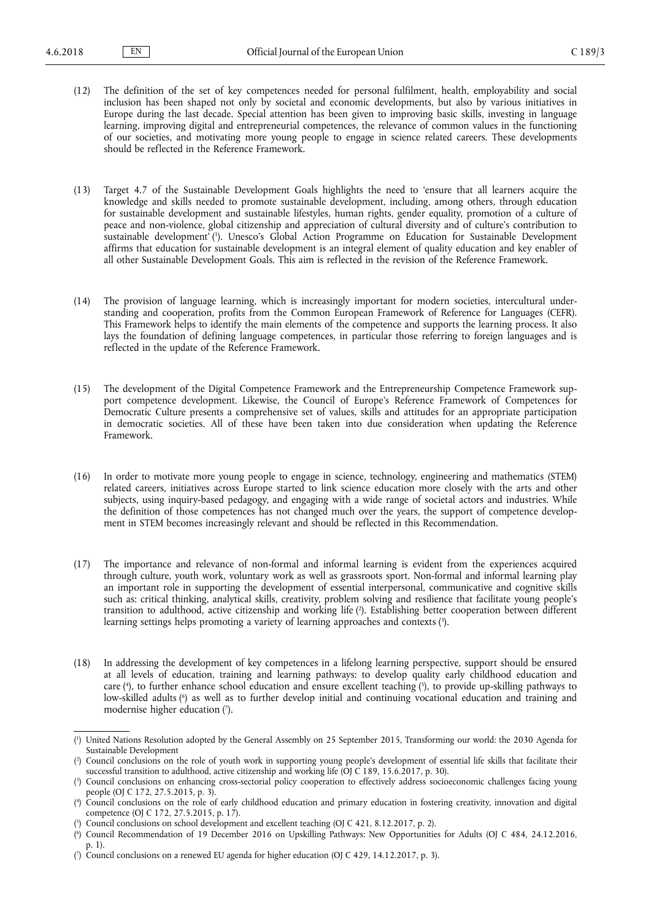(12) The definition of the set of key competences needed for personal fulfilment, health, employability and social inclusion has been shaped not only by societal and economic developments, but also by various initiatives in Europe during the last decade. Special attention has been given to improving basic skills, investing in language learning, improving digital and entrepreneurial competences, the relevance of common values in the functioning of our societies, and motivating more young people to engage in science related careers. These developments should be reflected in the Reference Framework.

(13) Target 4.7 of the Sustainable Development Goals highlights the need to 'ensure that all learners acquire the knowledge and skills needed to promote sustainable development, including, among others, through education for sustainable development and sustainable lifestyles, human rights, gender equality, promotion of a culture of peace and non-violence, global citizenship and appreciation of cultural diversity and of culture's contribution to sustainable development' [1]. Unesco's Global Action Programme on Education for Sustainable Development affirms that education for sustainable development is an integral element of quality education and key enabler of all other Sustainable Development Goals. This aim is reflected in the revision of the Reference Framework.

(14) The provision of language learning, which is increasingly important for modern societies, intercultural understanding and cooperation, profits from the Common European Framework of Reference for Languages (CEFR). This Framework helps to identify the main elements of the competence and supports the learning process. It also lays the foundation of defining language competences, in particular those referring to foreign languages and is reflected in the update of the Reference Framework.

(15) The development of the Digital Competence Framework and the Entrepreneurship Competence Framework support competence development. Likewise, the Council of Europe's Reference Framework of Competences for Democratic Culture presents a comprehensive set of values, skills and attitudes for an appropriate participation in democratic societies. All of these have been taken into due consideration when updating the Reference Framework.

(16) In order to motivate more young people to engage in science, technology, engineering and mathematics (STEM) related careers, initiatives across Europe started to link science education more closely with the arts and other subjects, using inquiry-based pedagogy, and engaging with a wide range of societal actors and industries. While the definition of those competences has not changed much over the years, the support of competence development in STEM becomes increasingly relevant and should be reflected in this Recommendation.

(17) The importance and relevance of non-formal and informal learning is evident from the experiences acquired through culture, youth work, voluntary work as well as grassroots sport. Non-formal and informal learning play an important role in supporting the development of essential interpersonal, communicative and cognitive skills such as: critical thinking, analytical skills, creativity, problem solving and resilience that facilitate young people's transition to adulthood, active citizenship and working life [2]. Establishing better cooperation between different learning settings helps promoting a variety of learning approaches and contexts [3].

(18) In addressing the development of key competences in a lifelong learning perspective, support should be ensured at all levels of education, training and learning pathways: to develop quality early childhood education and care [4], to further enhance school education and ensure excellent teaching [5], to provide up-skilling pathways to low-skilled adults [6] as well as to further develop initial and continuing vocational education and training and modernise higher education [7].

---

[1] United Nations Resolution adopted by the General Assembly on 25 September 2015, Transforming our world: the 2030 Agenda for Sustainable Development

[2] Council conclusions on the role of youth work in supporting young people's development of essential life skills that facilitate their successful transition to adulthood, active citizenship and working life (OJ C 189, 15.6.2017, p. 30).

[3] Council conclusions on enhancing cross-sectorial policy cooperation to effectively address socioeconomic challenges facing young people (OJ C 172, 27.5.2015, p. 3).

[4] Council conclusions on the role of early childhood education and primary education in fostering creativity, innovation and digital competence (OJ C 172, 27.5.2015, p. 17).

[5] Council conclusions on school development and excellent teaching (OJ C 421, 8.12.2017, p. 2).

[6] Council Recommendation of 19 December 2016 on Upskilling Pathways: New Opportunities for Adults (OJ C 484, 24.12.2016, p. 1).

[7] Council conclusions on a renewed EU agenda for higher education (OJ C 429, 14.12.2017, p. 3).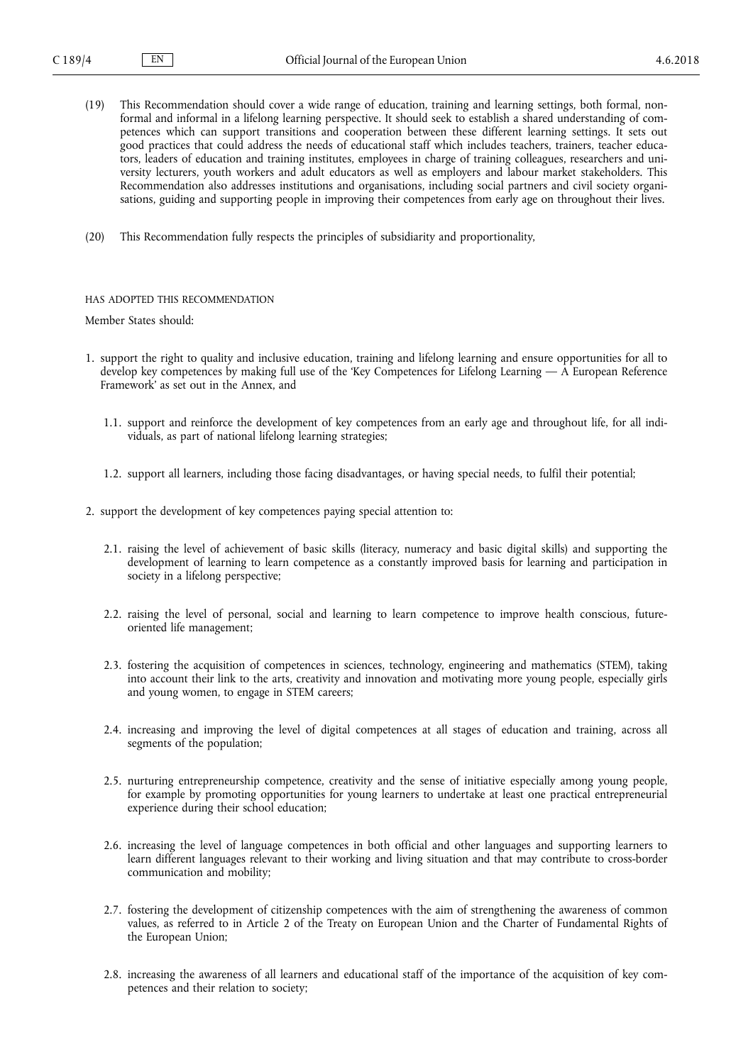(19) This Recommendation should cover a wide range of education, training and learning settings, both formal, non-formal and informal in a lifelong learning perspective. It should seek to establish a shared understanding of competences which can support transitions and cooperation between these different learning settings. It sets out good practices that could address the needs of educational staff which includes teachers, trainers, teacher educators, leaders of education and training institutes, employees in charge of training colleagues, researchers and university lecturers, youth workers and adult educators as well as employers and labour market stakeholders. This Recommendation also addresses institutions and organisations, including social partners and civil society organisations, guiding and supporting people in improving their competences from early age on throughout their lives.

(20) This Recommendation fully respects the principles of subsidiarity and proportionality,

HAS ADOPTED THIS RECOMMENDATION

Member States should:

1. support the right to quality and inclusive education, training and lifelong learning and ensure opportunities for all to develop key competences by making full use of the 'Key Competences for Lifelong Learning — A European Reference Framework' as set out in the Annex, and

   1.1. support and reinforce the development of key competences from an early age and throughout life, for all individuals, as part of national lifelong learning strategies;

   1.2. support all learners, including those facing disadvantages, or having special needs, to fulfil their potential;

2. support the development of key competences paying special attention to:

   2.1. raising the level of achievement of basic skills (literacy, numeracy and basic digital skills) and supporting the development of learning to learn competence as a constantly improved basis for learning and participation in society in a lifelong perspective;

   2.2. raising the level of personal, social and learning to learn competence to improve health conscious, future-oriented life management;

   2.3. fostering the acquisition of competences in sciences, technology, engineering and mathematics (STEM), taking into account their link to the arts, creativity and innovation and motivating more young people, especially girls and young women, to engage in STEM careers;

   2.4. increasing and improving the level of digital competences at all stages of education and training, across all segments of the population;

   2.5. nurturing entrepreneurship competence, creativity and the sense of initiative especially among young people, for example by promoting opportunities for young learners to undertake at least one practical entrepreneurial experience during their school education;

   2.6. increasing the level of language competences in both official and other languages and supporting learners to learn different languages relevant to their working and living situation and that may contribute to cross-border communication and mobility;

   2.7. fostering the development of citizenship competences with the aim of strengthening the awareness of common values, as referred to in Article 2 of the Treaty on European Union and the Charter of Fundamental Rights of the European Union;

   2.8. increasing the awareness of all learners and educational staff of the importance of the acquisition of key competences and their relation to society;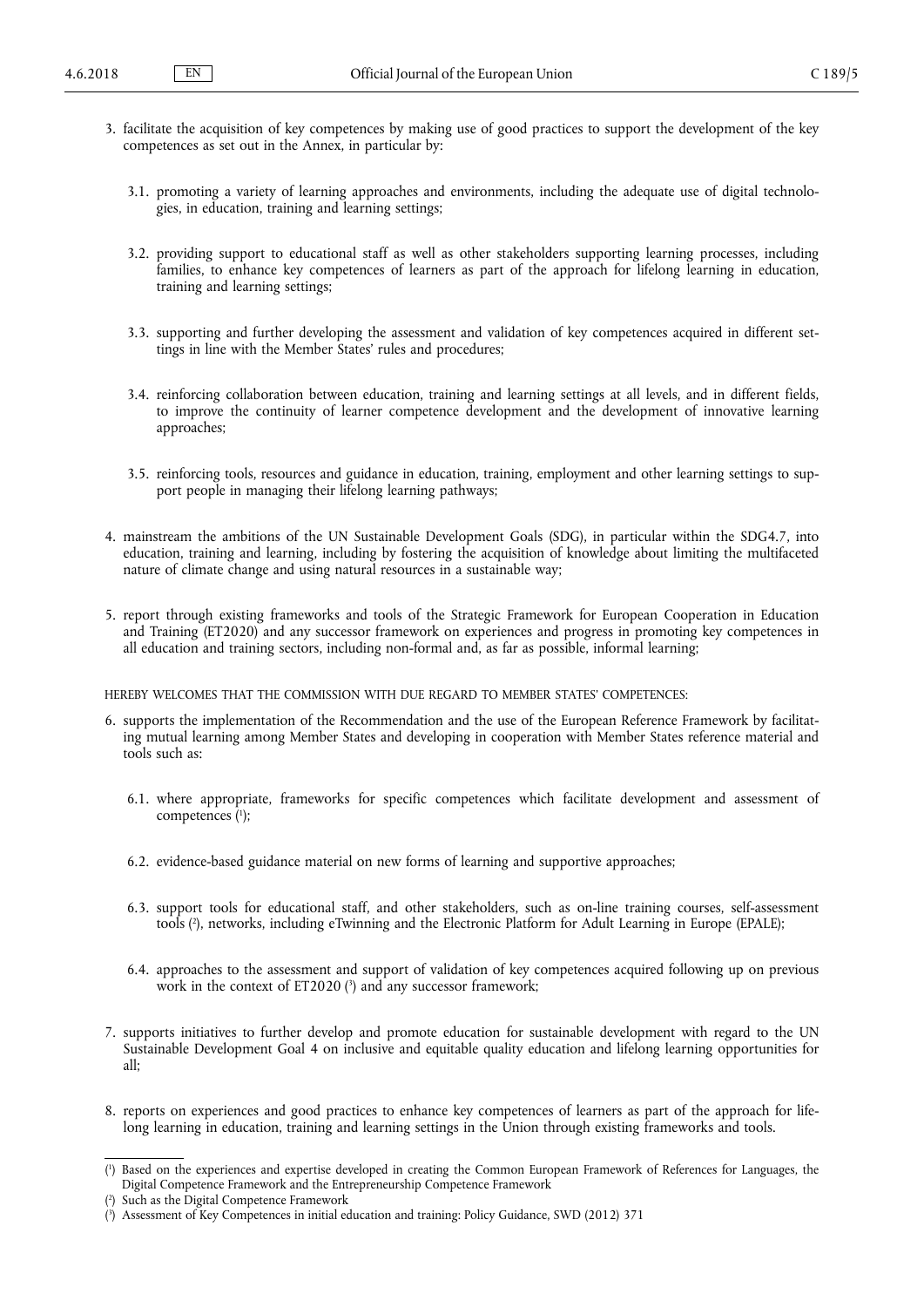3. facilitate the acquisition of key competences by making use of good practices to support the development of the key competences as set out in the Annex, in particular by:

   3.1. promoting a variety of learning approaches and environments, including the adequate use of digital technologies, in education, training and learning settings;

   3.2. providing support to educational staff as well as other stakeholders supporting learning processes, including families, to enhance key competences of learners as part of the approach for lifelong learning in education, training and learning settings;

   3.3. supporting and further developing the assessment and validation of key competences acquired in different settings in line with the Member States' rules and procedures;

   3.4. reinforcing collaboration between education, training and learning settings at all levels, and in different fields, to improve the continuity of learner competence development and the development of innovative learning approaches;

   3.5. reinforcing tools, resources and guidance in education, training, employment and other learning settings to support people in managing their lifelong learning pathways;

4. mainstream the ambitions of the UN Sustainable Development Goals (SDG), in particular within the SDG4.7, into education, training and learning, including by fostering the acquisition of knowledge about limiting the multifaceted nature of climate change and using natural resources in a sustainable way;

5. report through existing frameworks and tools of the Strategic Framework for European Cooperation in Education and Training (ET2020) and any successor framework on experiences and progress in promoting key competences in all education and training sectors, including non-formal and, as far as possible, informal learning;

HEREBY WELCOMES THAT THE COMMISSION WITH DUE REGARD TO MEMBER STATES' COMPETENCES:

6. supports the implementation of the Recommendation and the use of the European Reference Framework by facilitating mutual learning among Member States and developing in cooperation with Member States reference material and tools such as:

   6.1. where appropriate, frameworks for specific competences which facilitate development and assessment of competences [1];

   6.2. evidence-based guidance material on new forms of learning and supportive approaches;

   6.3. support tools for educational staff, and other stakeholders, such as on-line training courses, self-assessment tools [2], networks, including eTwinning and the Electronic Platform for Adult Learning in Europe (EPALE);

   6.4. approaches to the assessment and support of validation of key competences acquired following up on previous work in the context of ET2020 [3] and any successor framework;

7. supports initiatives to further develop and promote education for sustainable development with regard to the UN Sustainable Development Goal 4 on inclusive and equitable quality education and lifelong learning opportunities for all;

8. reports on experiences and good practices to enhance key competences of learners as part of the approach for lifelong learning in education, training and learning settings in the Union through existing frameworks and tools.

---

[1] Based on the experiences and expertise developed in creating the Common European Framework of References for Languages, the Digital Competence Framework and the Entrepreneurship Competence Framework

[2] Such as the Digital Competence Framework

[3] Assessment of Key Competences in initial education and training: Policy Guidance, SWD (2012) 371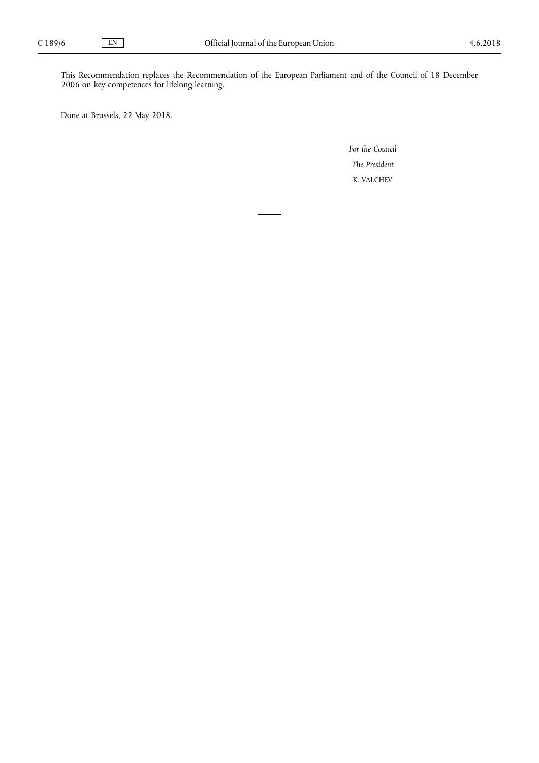This Recommendation replaces the Recommendation of the European Parliament and of the Council of 18 December 2006 on key competences for lifelong learning.

Done at Brussels, 22 May 2018.

*For the Council*

*The President*

K. VALCHEV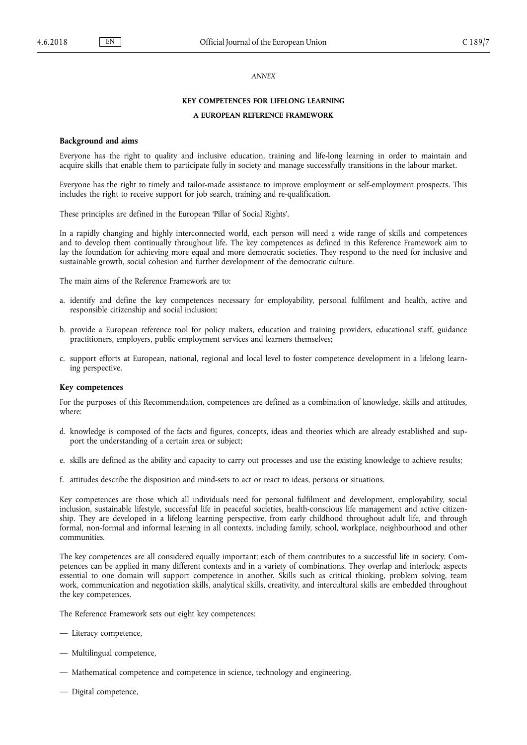*ANNEX*

# KEY COMPETENCES FOR LIFELONG LEARNING

## A EUROPEAN REFERENCE FRAMEWORK

### Background and aims

Everyone has the right to quality and inclusive education, training and life-long learning in order to maintain and acquire skills that enable them to participate fully in society and manage successfully transitions in the labour market.

Everyone has the right to timely and tailor-made assistance to improve employment or self-employment prospects. This includes the right to receive support for job search, training and re-qualification.

These principles are defined in the European 'Pillar of Social Rights'.

In a rapidly changing and highly interconnected world, each person will need a wide range of skills and competences and to develop them continually throughout life. The key competences as defined in this Reference Framework aim to lay the foundation for achieving more equal and more democratic societies. They respond to the need for inclusive and sustainable growth, social cohesion and further development of the democratic culture.

The main aims of the Reference Framework are to:

a. identify and define the key competences necessary for employability, personal fulfilment and health, active and responsible citizenship and social inclusion;

b. provide a European reference tool for policy makers, education and training providers, educational staff, guidance practitioners, employers, public employment services and learners themselves;

c. support efforts at European, national, regional and local level to foster competence development in a lifelong learning perspective.

### Key competences

For the purposes of this Recommendation, competences are defined as a combination of knowledge, skills and attitudes, where:

d. knowledge is composed of the facts and figures, concepts, ideas and theories which are already established and support the understanding of a certain area or subject;

e. skills are defined as the ability and capacity to carry out processes and use the existing knowledge to achieve results;

f. attitudes describe the disposition and mind-sets to act or react to ideas, persons or situations.

Key competences are those which all individuals need for personal fulfilment and development, employability, social inclusion, sustainable lifestyle, successful life in peaceful societies, health-conscious life management and active citizenship. They are developed in a lifelong learning perspective, from early childhood throughout adult life, and through formal, non-formal and informal learning in all contexts, including family, school, workplace, neighbourhood and other communities.

The key competences are all considered equally important; each of them contributes to a successful life in society. Competences can be applied in many different contexts and in a variety of combinations. They overlap and interlock; aspects essential to one domain will support competence in another. Skills such as critical thinking, problem solving, team work, communication and negotiation skills, analytical skills, creativity, and intercultural skills are embedded throughout the key competences.

The Reference Framework sets out eight key competences:

— Literacy competence,

— Multilingual competence,

— Mathematical competence and competence in science, technology and engineering,

— Digital competence,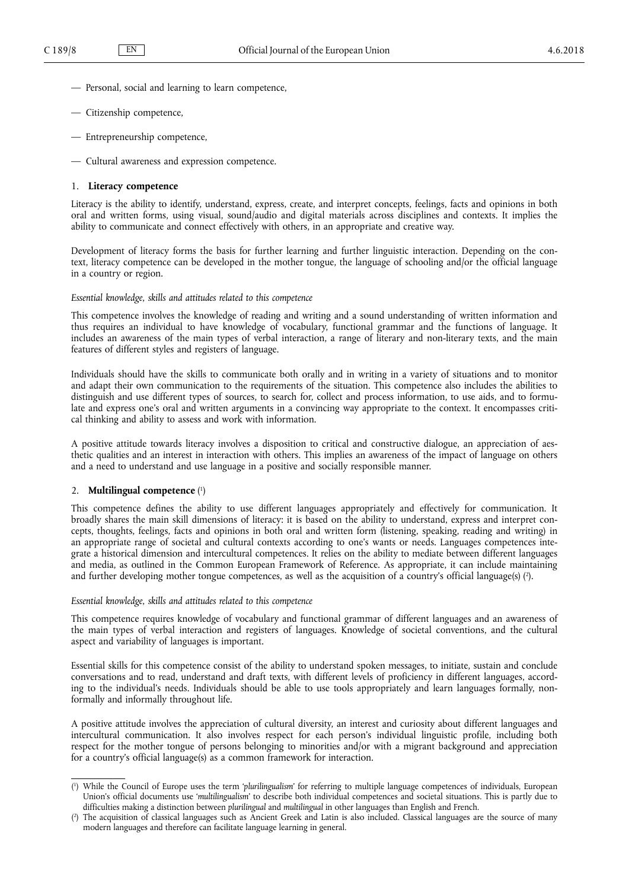— Personal, social and learning to learn competence,

— Citizenship competence,

— Entrepreneurship competence,

— Cultural awareness and expression competence.

## 1. **Literacy competence**

Literacy is the ability to identify, understand, express, create, and interpret concepts, feelings, facts and opinions in both oral and written forms, using visual, sound/audio and digital materials across disciplines and contexts. It implies the ability to communicate and connect effectively with others, in an appropriate and creative way.

Development of literacy forms the basis for further learning and further linguistic interaction. Depending on the context, literacy competence can be developed in the mother tongue, the language of schooling and/or the official language in a country or region.

*Essential knowledge, skills and attitudes related to this competence*

This competence involves the knowledge of reading and writing and a sound understanding of written information and thus requires an individual to have knowledge of vocabulary, functional grammar and the functions of language. It includes an awareness of the main types of verbal interaction, a range of literary and non-literary texts, and the main features of different styles and registers of language.

Individuals should have the skills to communicate both orally and in writing in a variety of situations and to monitor and adapt their own communication to the requirements of the situation. This competence also includes the abilities to distinguish and use different types of sources, to search for, collect and process information, to use aids, and to formulate and express one's oral and written arguments in a convincing way appropriate to the context. It encompasses critical thinking and ability to assess and work with information.

A positive attitude towards literacy involves a disposition to critical and constructive dialogue, an appreciation of aesthetic qualities and an interest in interaction with others. This implies an awareness of the impact of language on others and a need to understand and use language in a positive and socially responsible manner.

## 2. **Multilingual competence** [1]

This competence defines the ability to use different languages appropriately and effectively for communication. It broadly shares the main skill dimensions of literacy: it is based on the ability to understand, express and interpret concepts, thoughts, feelings, facts and opinions in both oral and written form (listening, speaking, reading and writing) in an appropriate range of societal and cultural contexts according to one's wants or needs. Languages competences integrate a historical dimension and intercultural competences. It relies on the ability to mediate between different languages and media, as outlined in the Common European Framework of Reference. As appropriate, it can include maintaining and further developing mother tongue competences, as well as the acquisition of a country's official language(s) [2].

*Essential knowledge, skills and attitudes related to this competence*

This competence requires knowledge of vocabulary and functional grammar of different languages and an awareness of the main types of verbal interaction and registers of languages. Knowledge of societal conventions, and the cultural aspect and variability of languages is important.

Essential skills for this competence consist of the ability to understand spoken messages, to initiate, sustain and conclude conversations and to read, understand and draft texts, with different levels of proficiency in different languages, according to the individual's needs. Individuals should be able to use tools appropriately and learn languages formally, non-formally and informally throughout life.

A positive attitude involves the appreciation of cultural diversity, an interest and curiosity about different languages and intercultural communication. It also involves respect for each person's individual linguistic profile, including both respect for the mother tongue of persons belonging to minorities and/or with a migrant background and appreciation for a country's official language(s) as a common framework for interaction.

---

[1] While the Council of Europe uses the term '*plurilingualism*' for referring to multiple language competences of individuals, European Union's official documents use '*multilingualism*' to describe both individual competences and societal situations. This is partly due to difficulties making a distinction between *plurilingual* and *multilingual* in other languages than English and French.

[2] The acquisition of classical languages such as Ancient Greek and Latin is also included. Classical languages are the source of many modern languages and therefore can facilitate language learning in general.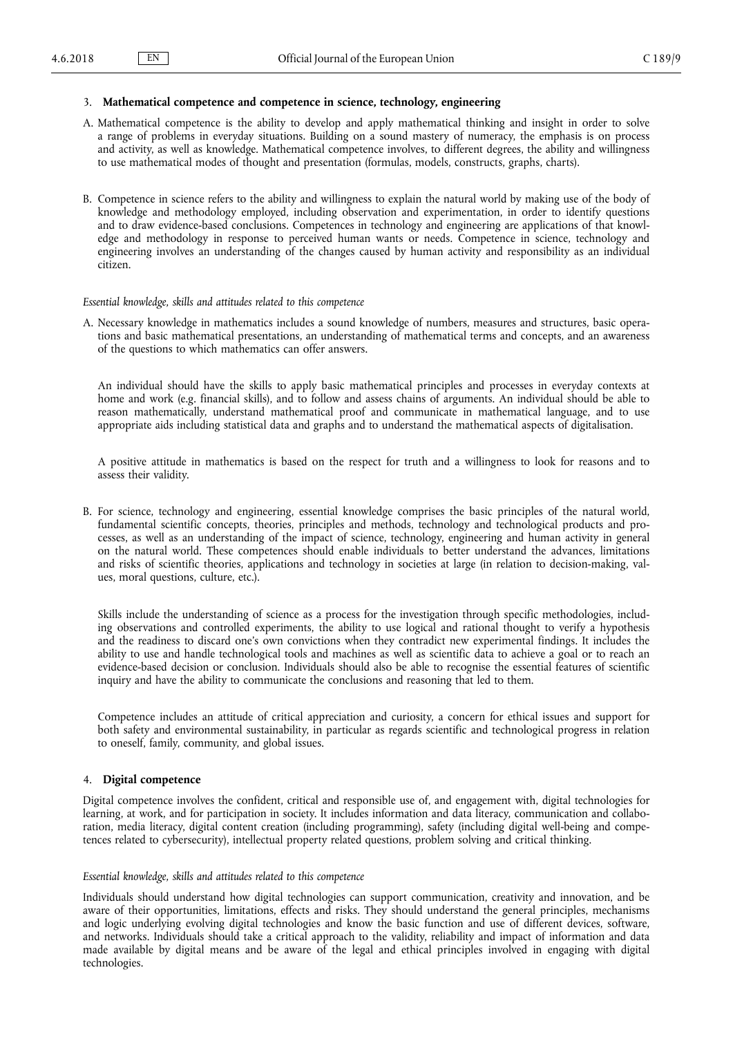### 3. **Mathematical competence and competence in science, technology, engineering**

A. Mathematical competence is the ability to develop and apply mathematical thinking and insight in order to solve a range of problems in everyday situations. Building on a sound mastery of numeracy, the emphasis is on process and activity, as well as knowledge. Mathematical competence involves, to different degrees, the ability and willingness to use mathematical modes of thought and presentation (formulas, models, constructs, graphs, charts).

B. Competence in science refers to the ability and willingness to explain the natural world by making use of the body of knowledge and methodology employed, including observation and experimentation, in order to identify questions and to draw evidence-based conclusions. Competences in technology and engineering are applications of that knowledge and methodology in response to perceived human wants or needs. Competence in science, technology and engineering involves an understanding of the changes caused by human activity and responsibility as an individual citizen.

*Essential knowledge, skills and attitudes related to this competence*

A. Necessary knowledge in mathematics includes a sound knowledge of numbers, measures and structures, basic operations and basic mathematical presentations, an understanding of mathematical terms and concepts, and an awareness of the questions to which mathematics can offer answers.

An individual should have the skills to apply basic mathematical principles and processes in everyday contexts at home and work (e.g. financial skills), and to follow and assess chains of arguments. An individual should be able to reason mathematically, understand mathematical proof and communicate in mathematical language, and to use appropriate aids including statistical data and graphs and to understand the mathematical aspects of digitalisation.

A positive attitude in mathematics is based on the respect for truth and a willingness to look for reasons and to assess their validity.

B. For science, technology and engineering, essential knowledge comprises the basic principles of the natural world, fundamental scientific concepts, theories, principles and methods, technology and technological products and processes, as well as an understanding of the impact of science, technology, engineering and human activity in general on the natural world. These competences should enable individuals to better understand the advances, limitations and risks of scientific theories, applications and technology in societies at large (in relation to decision-making, values, moral questions, culture, etc.).

Skills include the understanding of science as a process for the investigation through specific methodologies, including observations and controlled experiments, the ability to use logical and rational thought to verify a hypothesis and the readiness to discard one's own convictions when they contradict new experimental findings. It includes the ability to use and handle technological tools and machines as well as scientific data to achieve a goal or to reach an evidence-based decision or conclusion. Individuals should also be able to recognise the essential features of scientific inquiry and have the ability to communicate the conclusions and reasoning that led to them.

Competence includes an attitude of critical appreciation and curiosity, a concern for ethical issues and support for both safety and environmental sustainability, in particular as regards scientific and technological progress in relation to oneself, family, community, and global issues.

### 4. **Digital competence**

Digital competence involves the confident, critical and responsible use of, and engagement with, digital technologies for learning, at work, and for participation in society. It includes information and data literacy, communication and collaboration, media literacy, digital content creation (including programming), safety (including digital well-being and competences related to cybersecurity), intellectual property related questions, problem solving and critical thinking.

*Essential knowledge, skills and attitudes related to this competence*

Individuals should understand how digital technologies can support communication, creativity and innovation, and be aware of their opportunities, limitations, effects and risks. They should understand the general principles, mechanisms and logic underlying evolving digital technologies and know the basic function and use of different devices, software, and networks. Individuals should take a critical approach to the validity, reliability and impact of information and data made available by digital means and be aware of the legal and ethical principles involved in engaging with digital technologies.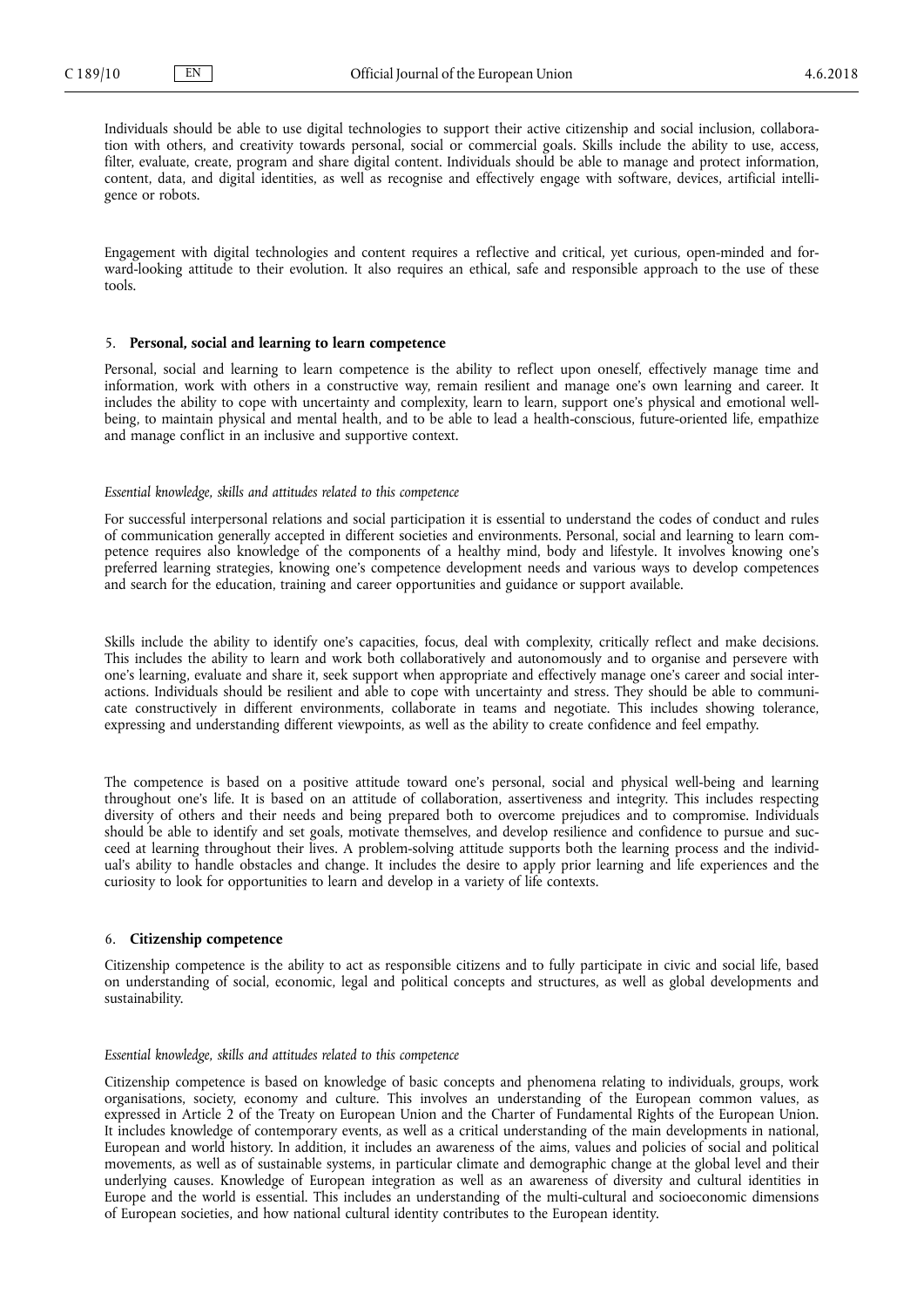Individuals should be able to use digital technologies to support their active citizenship and social inclusion, collaboration with others, and creativity towards personal, social or commercial goals. Skills include the ability to use, access, filter, evaluate, create, program and share digital content. Individuals should be able to manage and protect information, content, data, and digital identities, as well as recognise and effectively engage with software, devices, artificial intelligence or robots.

Engagement with digital technologies and content requires a reflective and critical, yet curious, open-minded and forward-looking attitude to their evolution. It also requires an ethical, safe and responsible approach to the use of these tools.

### 5. **Personal, social and learning to learn competence**

Personal, social and learning to learn competence is the ability to reflect upon oneself, effectively manage time and information, work with others in a constructive way, remain resilient and manage one's own learning and career. It includes the ability to cope with uncertainty and complexity, learn to learn, support one's physical and emotional well-being, to maintain physical and mental health, and to be able to lead a health-conscious, future-oriented life, empathize and manage conflict in an inclusive and supportive context.

*Essential knowledge, skills and attitudes related to this competence*

For successful interpersonal relations and social participation it is essential to understand the codes of conduct and rules of communication generally accepted in different societies and environments. Personal, social and learning to learn competence requires also knowledge of the components of a healthy mind, body and lifestyle. It involves knowing one's preferred learning strategies, knowing one's competence development needs and various ways to develop competences and search for the education, training and career opportunities and guidance or support available.

Skills include the ability to identify one's capacities, focus, deal with complexity, critically reflect and make decisions. This includes the ability to learn and work both collaboratively and autonomously and to organise and persevere with one's learning, evaluate and share it, seek support when appropriate and effectively manage one's career and social interactions. Individuals should be resilient and able to cope with uncertainty and stress. They should be able to communicate constructively in different environments, collaborate in teams and negotiate. This includes showing tolerance, expressing and understanding different viewpoints, as well as the ability to create confidence and feel empathy.

The competence is based on a positive attitude toward one's personal, social and physical well-being and learning throughout one's life. It is based on an attitude of collaboration, assertiveness and integrity. This includes respecting diversity of others and their needs and being prepared both to overcome prejudices and to compromise. Individuals should be able to identify and set goals, motivate themselves, and develop resilience and confidence to pursue and succeed at learning throughout their lives. A problem-solving attitude supports both the learning process and the individual's ability to handle obstacles and change. It includes the desire to apply prior learning and life experiences and the curiosity to look for opportunities to learn and develop in a variety of life contexts.

### 6. **Citizenship competence**

Citizenship competence is the ability to act as responsible citizens and to fully participate in civic and social life, based on understanding of social, economic, legal and political concepts and structures, as well as global developments and sustainability.

*Essential knowledge, skills and attitudes related to this competence*

Citizenship competence is based on knowledge of basic concepts and phenomena relating to individuals, groups, work organisations, society, economy and culture. This involves an understanding of the European common values, as expressed in Article 2 of the Treaty on European Union and the Charter of Fundamental Rights of the European Union. It includes knowledge of contemporary events, as well as a critical understanding of the main developments in national, European and world history. In addition, it includes an awareness of the aims, values and policies of social and political movements, as well as of sustainable systems, in particular climate and demographic change at the global level and their underlying causes. Knowledge of European integration as well as an awareness of diversity and cultural identities in Europe and the world is essential. This includes an understanding of the multi-cultural and socioeconomic dimensions of European societies, and how national cultural identity contributes to the European identity.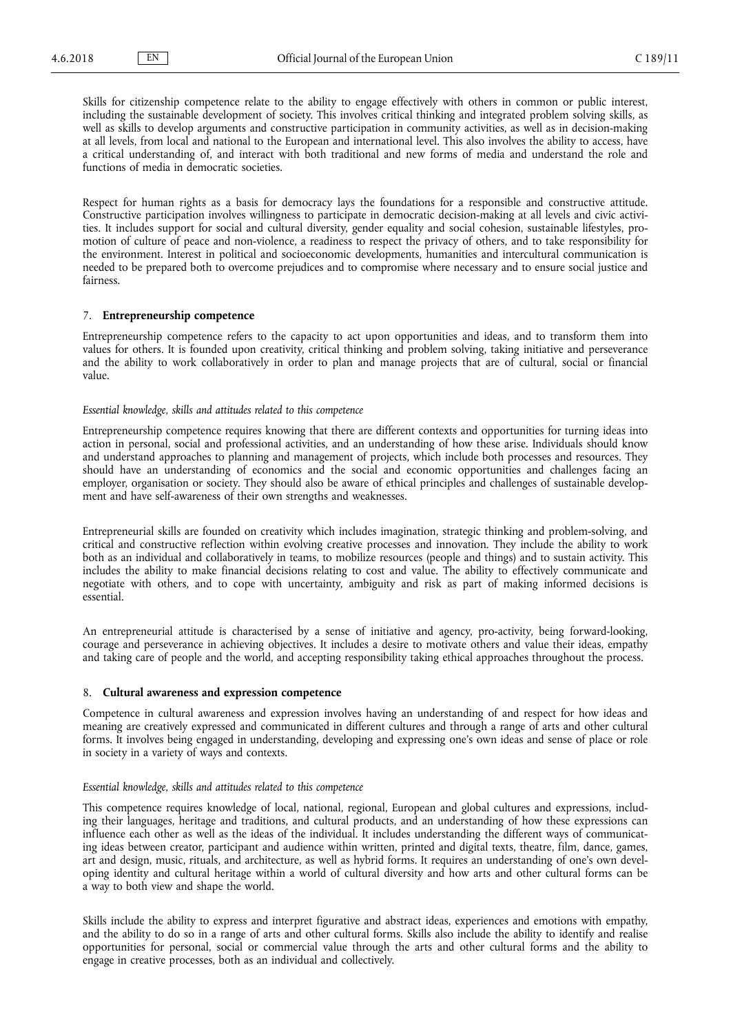Skills for citizenship competence relate to the ability to engage effectively with others in common or public interest, including the sustainable development of society. This involves critical thinking and integrated problem solving skills, as well as skills to develop arguments and constructive participation in community activities, as well as in decision-making at all levels, from local and national to the European and international level. This also involves the ability to access, have a critical understanding of, and interact with both traditional and new forms of media and understand the role and functions of media in democratic societies.

Respect for human rights as a basis for democracy lays the foundations for a responsible and constructive attitude. Constructive participation involves willingness to participate in democratic decision-making at all levels and civic activities. It includes support for social and cultural diversity, gender equality and social cohesion, sustainable lifestyles, promotion of culture of peace and non-violence, a readiness to respect the privacy of others, and to take responsibility for the environment. Interest in political and socioeconomic developments, humanities and intercultural communication is needed to be prepared both to overcome prejudices and to compromise where necessary and to ensure social justice and fairness.

## 7. **Entrepreneurship competence**

Entrepreneurship competence refers to the capacity to act upon opportunities and ideas, and to transform them into values for others. It is founded upon creativity, critical thinking and problem solving, taking initiative and perseverance and the ability to work collaboratively in order to plan and manage projects that are of cultural, social or financial value.

*Essential knowledge, skills and attitudes related to this competence*

Entrepreneurship competence requires knowing that there are different contexts and opportunities for turning ideas into action in personal, social and professional activities, and an understanding of how these arise. Individuals should know and understand approaches to planning and management of projects, which include both processes and resources. They should have an understanding of economics and the social and economic opportunities and challenges facing an employer, organisation or society. They should also be aware of ethical principles and challenges of sustainable development and have self-awareness of their own strengths and weaknesses.

Entrepreneurial skills are founded on creativity which includes imagination, strategic thinking and problem-solving, and critical and constructive reflection within evolving creative processes and innovation. They include the ability to work both as an individual and collaboratively in teams, to mobilize resources (people and things) and to sustain activity. This includes the ability to make financial decisions relating to cost and value. The ability to effectively communicate and negotiate with others, and to cope with uncertainty, ambiguity and risk as part of making informed decisions is essential.

An entrepreneurial attitude is characterised by a sense of initiative and agency, pro-activity, being forward-looking, courage and perseverance in achieving objectives. It includes a desire to motivate others and value their ideas, empathy and taking care of people and the world, and accepting responsibility taking ethical approaches throughout the process.

## 8. **Cultural awareness and expression competence**

Competence in cultural awareness and expression involves having an understanding of and respect for how ideas and meaning are creatively expressed and communicated in different cultures and through a range of arts and other cultural forms. It involves being engaged in understanding, developing and expressing one's own ideas and sense of place or role in society in a variety of ways and contexts.

*Essential knowledge, skills and attitudes related to this competence*

This competence requires knowledge of local, national, regional, European and global cultures and expressions, including their languages, heritage and traditions, and cultural products, and an understanding of how these expressions can influence each other as well as the ideas of the individual. It includes understanding the different ways of communicating ideas between creator, participant and audience within written, printed and digital texts, theatre, film, dance, games, art and design, music, rituals, and architecture, as well as hybrid forms. It requires an understanding of one's own developing identity and cultural heritage within a world of cultural diversity and how arts and other cultural forms can be a way to both view and shape the world.

Skills include the ability to express and interpret figurative and abstract ideas, experiences and emotions with empathy, and the ability to do so in a range of arts and other cultural forms. Skills also include the ability to identify and realise opportunities for personal, social or commercial value through the arts and other cultural forms and the ability to engage in creative processes, both as an individual and collectively.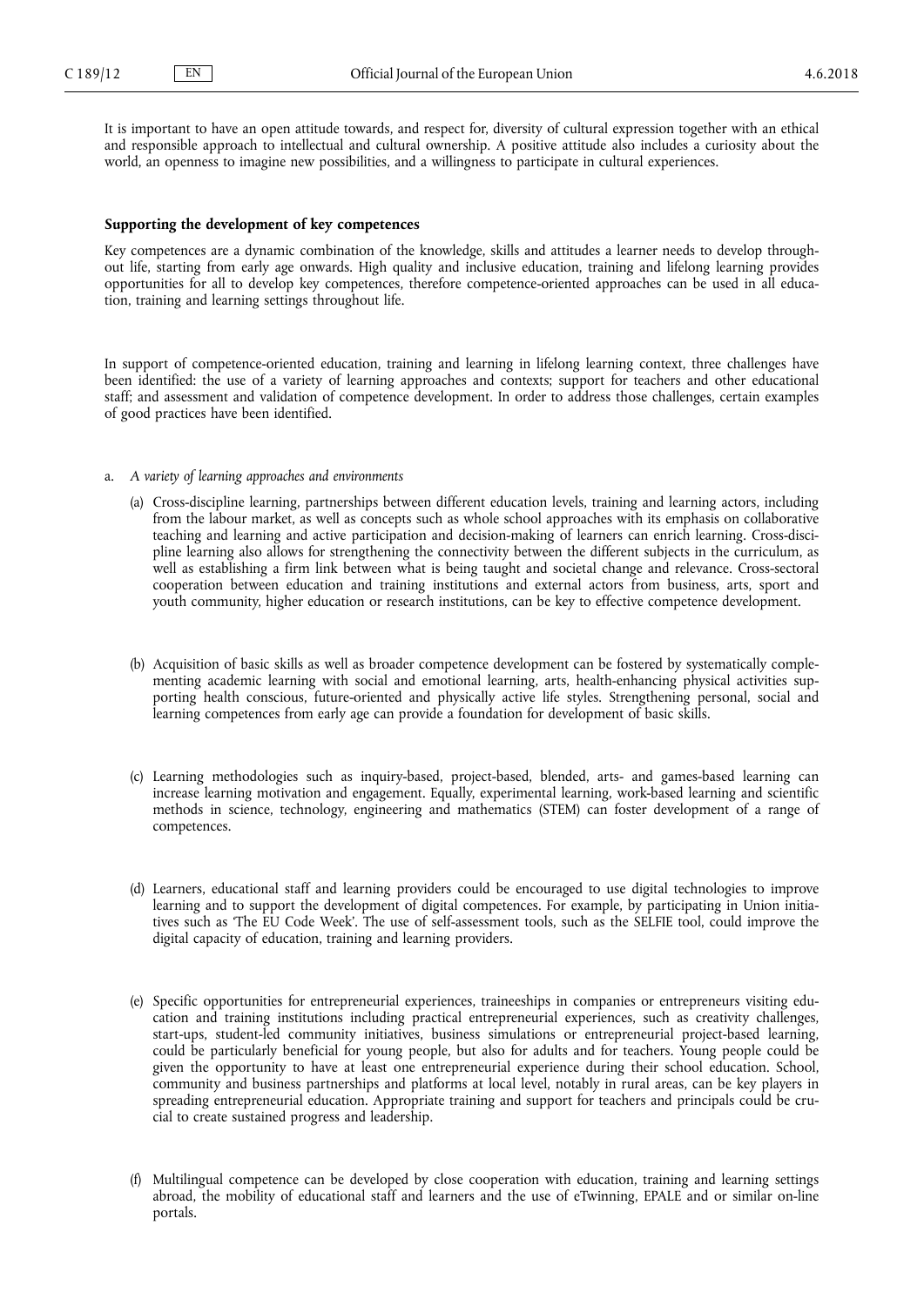It is important to have an open attitude towards, and respect for, diversity of cultural expression together with an ethical and responsible approach to intellectual and cultural ownership. A positive attitude also includes a curiosity about the world, an openness to imagine new possibilities, and a willingness to participate in cultural experiences.

**Supporting the development of key competences**

Key competences are a dynamic combination of the knowledge, skills and attitudes a learner needs to develop throughout life, starting from early age onwards. High quality and inclusive education, training and lifelong learning provides opportunities for all to develop key competences, therefore competence-oriented approaches can be used in all education, training and learning settings throughout life.

In support of competence-oriented education, training and learning in lifelong learning context, three challenges have been identified: the use of a variety of learning approaches and contexts; support for teachers and other educational staff; and assessment and validation of competence development. In order to address those challenges, certain examples of good practices have been identified.

a. *A variety of learning approaches and environments*

(a) Cross-discipline learning, partnerships between different education levels, training and learning actors, including from the labour market, as well as concepts such as whole school approaches with its emphasis on collaborative teaching and learning and active participation and decision-making of learners can enrich learning. Cross-discipline learning also allows for strengthening the connectivity between the different subjects in the curriculum, as well as establishing a firm link between what is being taught and societal change and relevance. Cross-sectoral cooperation between education and training institutions and external actors from business, arts, sport and youth community, higher education or research institutions, can be key to effective competence development.

(b) Acquisition of basic skills as well as broader competence development can be fostered by systematically complementing academic learning with social and emotional learning, arts, health-enhancing physical activities supporting health conscious, future-oriented and physically active life styles. Strengthening personal, social and learning competences from early age can provide a foundation for development of basic skills.

(c) Learning methodologies such as inquiry-based, project-based, blended, arts- and games-based learning can increase learning motivation and engagement. Equally, experimental learning, work-based learning and scientific methods in science, technology, engineering and mathematics (STEM) can foster development of a range of competences.

(d) Learners, educational staff and learning providers could be encouraged to use digital technologies to improve learning and to support the development of digital competences. For example, by participating in Union initiatives such as 'The EU Code Week'. The use of self-assessment tools, such as the SELFIE tool, could improve the digital capacity of education, training and learning providers.

(e) Specific opportunities for entrepreneurial experiences, traineeships in companies or entrepreneurs visiting education and training institutions including practical entrepreneurial experiences, such as creativity challenges, start-ups, student-led community initiatives, business simulations or entrepreneurial project-based learning, could be particularly beneficial for young people, but also for adults and for teachers. Young people could be given the opportunity to have at least one entrepreneurial experience during their school education. School, community and business partnerships and platforms at local level, notably in rural areas, can be key players in spreading entrepreneurial education. Appropriate training and support for teachers and principals could be crucial to create sustained progress and leadership.

(f) Multilingual competence can be developed by close cooperation with education, training and learning settings abroad, the mobility of educational staff and learners and the use of eTwinning, EPALE and or similar on-line portals.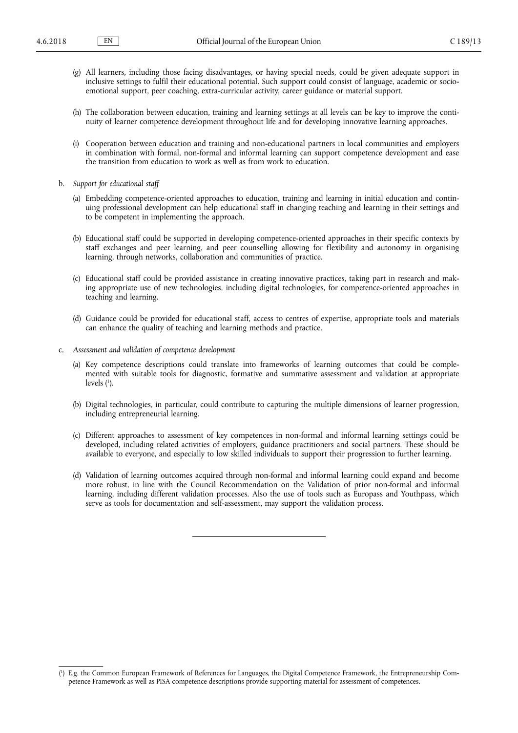(g) All learners, including those facing disadvantages, or having special needs, could be given adequate support in inclusive settings to fulfil their educational potential. Such support could consist of language, academic or socio-emotional support, peer coaching, extra-curricular activity, career guidance or material support.

(h) The collaboration between education, training and learning settings at all levels can be key to improve the continuity of learner competence development throughout life and for developing innovative learning approaches.

(i) Cooperation between education and training and non-educational partners in local communities and employers in combination with formal, non-formal and informal learning can support competence development and ease the transition from education to work as well as from work to education.

b. *Support for educational staff*

(a) Embedding competence-oriented approaches to education, training and learning in initial education and continuing professional development can help educational staff in changing teaching and learning in their settings and to be competent in implementing the approach.

(b) Educational staff could be supported in developing competence-oriented approaches in their specific contexts by staff exchanges and peer learning, and peer counselling allowing for flexibility and autonomy in organising learning, through networks, collaboration and communities of practice.

(c) Educational staff could be provided assistance in creating innovative practices, taking part in research and making appropriate use of new technologies, including digital technologies, for competence-oriented approaches in teaching and learning.

(d) Guidance could be provided for educational staff, access to centres of expertise, appropriate tools and materials can enhance the quality of teaching and learning methods and practice.

c. *Assessment and validation of competence development*

(a) Key competence descriptions could translate into frameworks of learning outcomes that could be complemented with suitable tools for diagnostic, formative and summative assessment and validation at appropriate levels [1].

(b) Digital technologies, in particular, could contribute to capturing the multiple dimensions of learner progression, including entrepreneurial learning.

(c) Different approaches to assessment of key competences in non-formal and informal learning settings could be developed, including related activities of employers, guidance practitioners and social partners. These should be available to everyone, and especially to low skilled individuals to support their progression to further learning.

(d) Validation of learning outcomes acquired through non-formal and informal learning could expand and become more robust, in line with the Council Recommendation on the Validation of prior non-formal and informal learning, including different validation processes. Also the use of tools such as Europass and Youthpass, which serve as tools for documentation and self-assessment, may support the validation process.

---

[1] E.g. the Common European Framework of References for Languages, the Digital Competence Framework, the Entrepreneurship Competence Framework as well as PISA competence descriptions provide supporting material for assessment of competences.